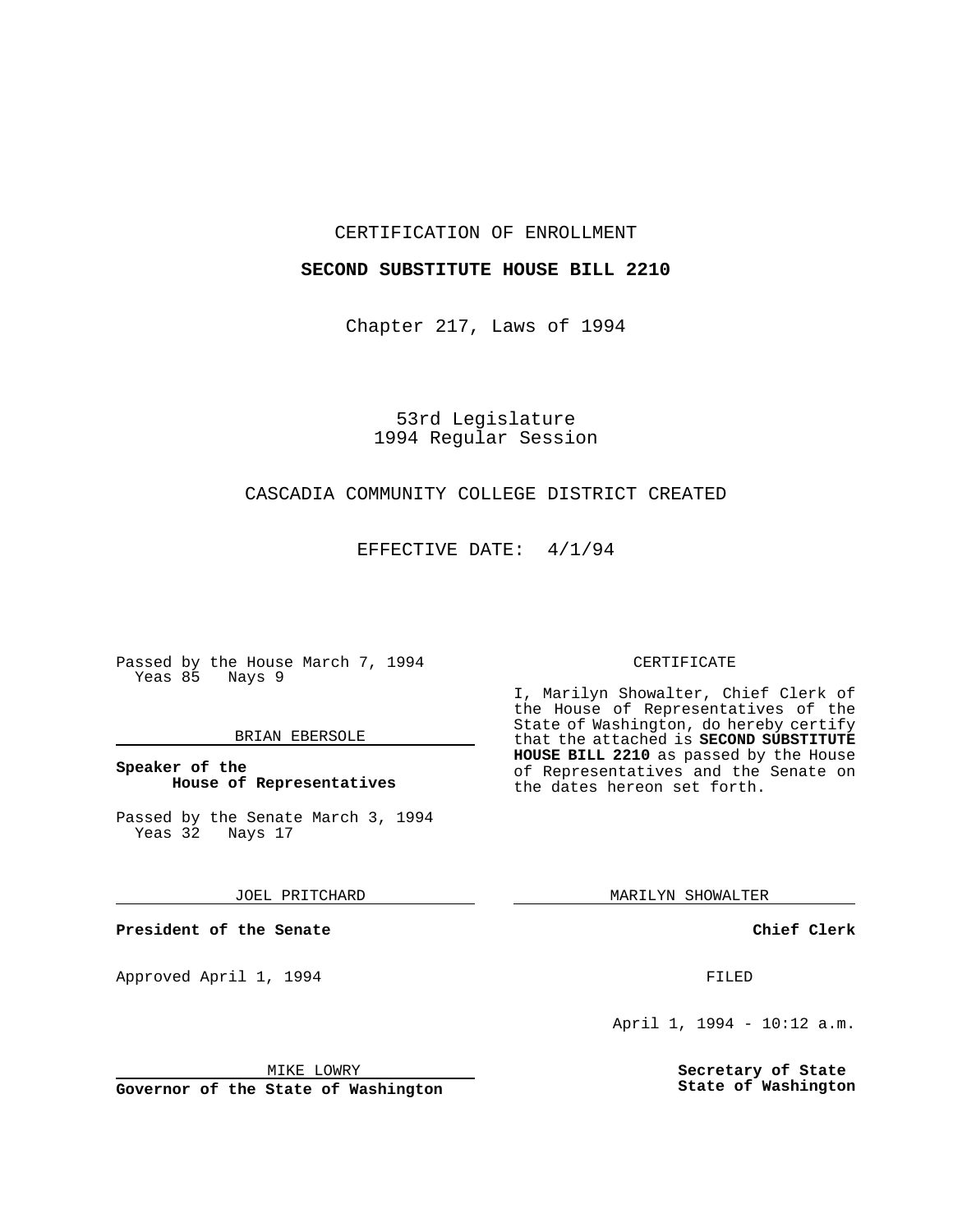CERTIFICATION OF ENROLLMENT

**SECOND SUBSTITUTE HOUSE BILL 2210**

Chapter 217, Laws of 1994

53rd Legislature
1994 Regular Session

CASCADIA COMMUNITY COLLEGE DISTRICT CREATED

EFFECTIVE DATE: 4/1/94

Passed by the House March 7, 1994
Yeas 85 Nays 9

BRIAN EBERSOLE

**Speaker of the House of Representatives**

Passed by the Senate March 3, 1994
Yeas 32 Nays 17

JOEL PRITCHARD

**President of the Senate**

Approved April 1, 1994

MIKE LOWRY

**Governor of the State of Washington**

CERTIFICATE

I, Marilyn Showalter, Chief Clerk of the House of Representatives of the State of Washington, do hereby certify that the attached is **SECOND SUBSTITUTE HOUSE BILL 2210** as passed by the House of Representatives and the Senate on the dates hereon set forth.

MARILYN SHOWALTER

**Chief Clerk**

FILED

April 1, 1994 - 10:12 a.m.

**Secretary of State**
**State of Washington**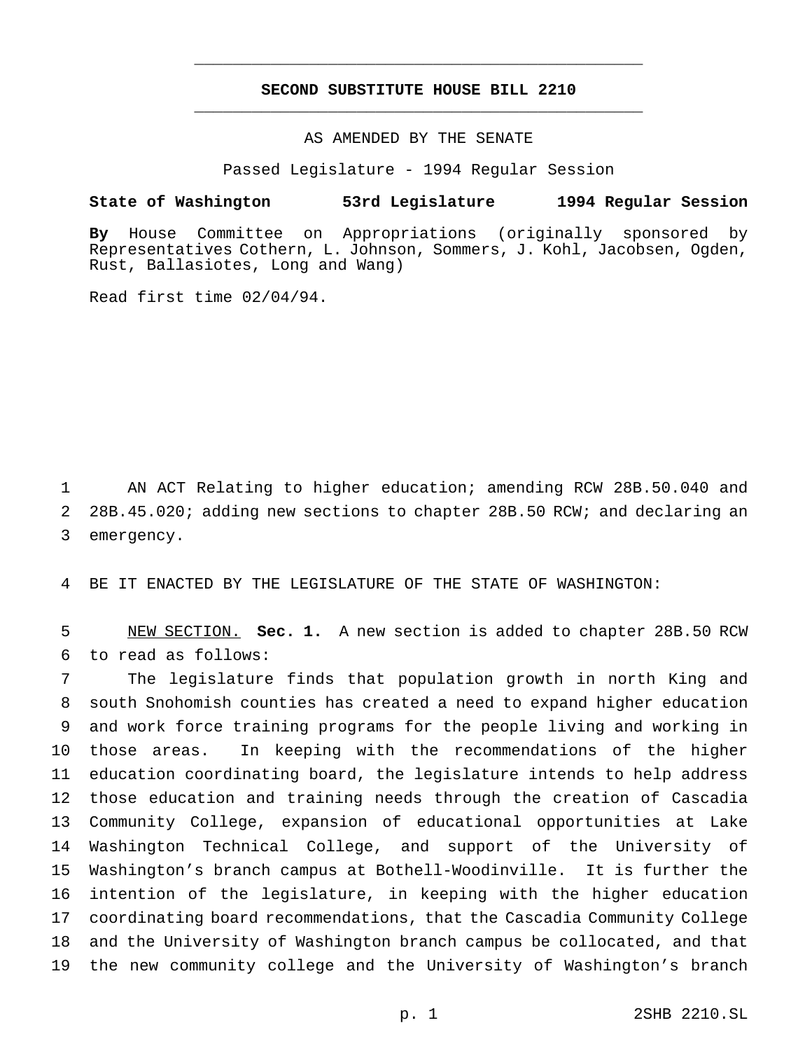# SECOND SUBSTITUTE HOUSE BILL 2210

AS AMENDED BY THE SENATE

Passed Legislature - 1994 Regular Session

**State of Washington 53rd Legislature 1994 Regular Session**

**By** House Committee on Appropriations (originally sponsored by Representatives Cothern, L. Johnson, Sommers, J. Kohl, Jacobsen, Ogden, Rust, Ballasiotes, Long and Wang)

Read first time 02/04/94.

AN ACT Relating to higher education; amending RCW 28B.50.040 and 28B.45.020; adding new sections to chapter 28B.50 RCW; and declaring an emergency.

BE IT ENACTED BY THE LEGISLATURE OF THE STATE OF WASHINGTON:

NEW SECTION. **Sec. 1.** A new section is added to chapter 28B.50 RCW to read as follows:

The legislature finds that population growth in north King and south Snohomish counties has created a need to expand higher education and work force training programs for the people living and working in those areas. In keeping with the recommendations of the higher education coordinating board, the legislature intends to help address those education and training needs through the creation of Cascadia Community College, expansion of educational opportunities at Lake Washington Technical College, and support of the University of Washington's branch campus at Bothell-Woodinville. It is further the intention of the legislature, in keeping with the higher education coordinating board recommendations, that the Cascadia Community College and the University of Washington branch campus be collocated, and that the new community college and the University of Washington's branch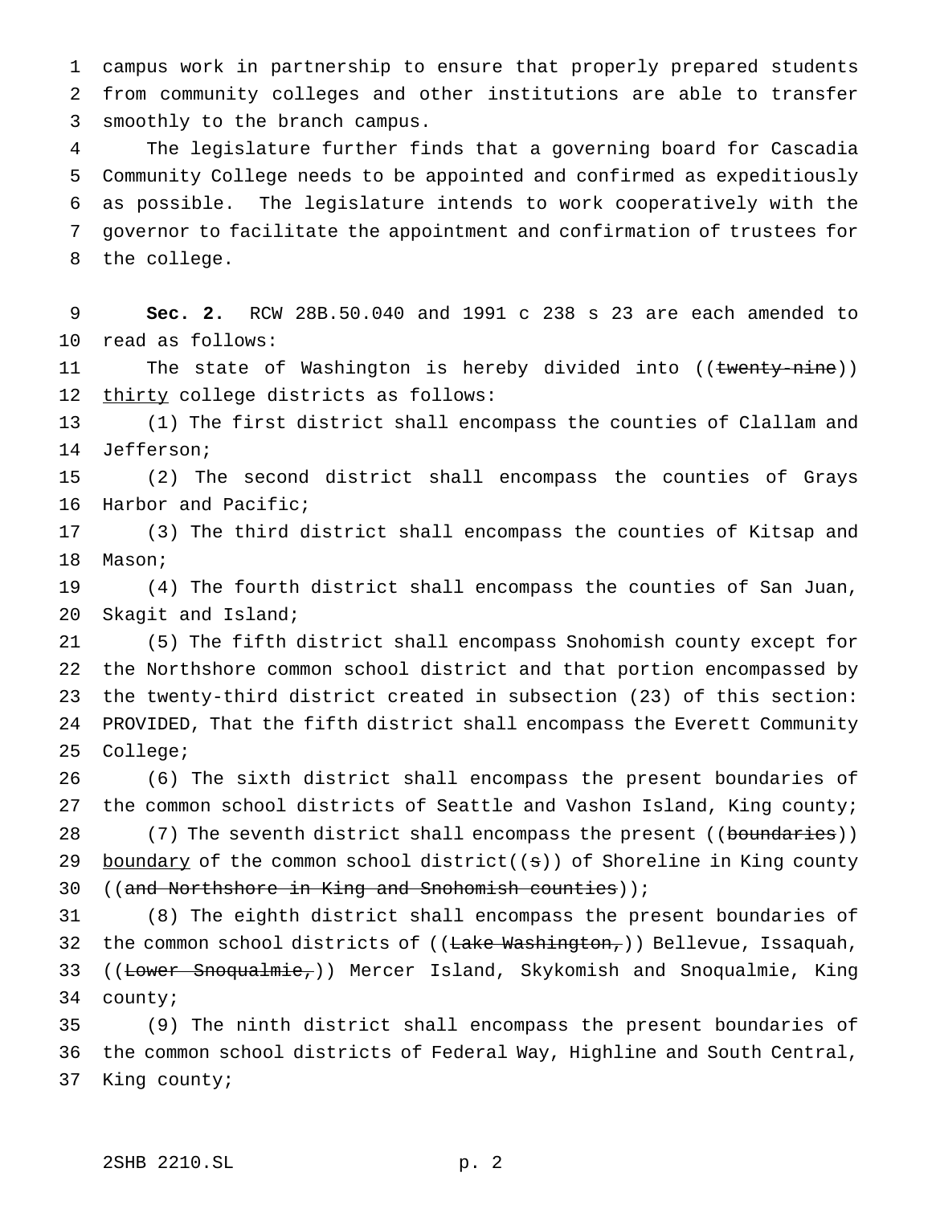campus work in partnership to ensure that properly prepared students from community colleges and other institutions are able to transfer smoothly to the branch campus.

The legislature further finds that a governing board for Cascadia Community College needs to be appointed and confirmed as expeditiously as possible. The legislature intends to work cooperatively with the governor to facilitate the appointment and confirmation of trustees for the college.

**Sec. 2.** RCW 28B.50.040 and 1991 c 238 s 23 are each amended to read as follows:

The state of Washington is hereby divided into ((~~twenty-nine~~)) thirty college districts as follows:

(1) The first district shall encompass the counties of Clallam and Jefferson;

(2) The second district shall encompass the counties of Grays Harbor and Pacific;

(3) The third district shall encompass the counties of Kitsap and Mason;

(4) The fourth district shall encompass the counties of San Juan, Skagit and Island;

(5) The fifth district shall encompass Snohomish county except for the Northshore common school district and that portion encompassed by the twenty-third district created in subsection (23) of this section: PROVIDED, That the fifth district shall encompass the Everett Community College;

(6) The sixth district shall encompass the present boundaries of the common school districts of Seattle and Vashon Island, King county;

(7) The seventh district shall encompass the present ((~~boundaries~~)) boundary of the common school district((~~s~~)) of Shoreline in King county ((~~and Northshore in King and Snohomish counties~~));

(8) The eighth district shall encompass the present boundaries of the common school districts of ((~~Lake Washington,~~)) Bellevue, Issaquah, ((~~Lower Snoqualmie,~~)) Mercer Island, Skykomish and Snoqualmie, King county;

(9) The ninth district shall encompass the present boundaries of the common school districts of Federal Way, Highline and South Central, King county;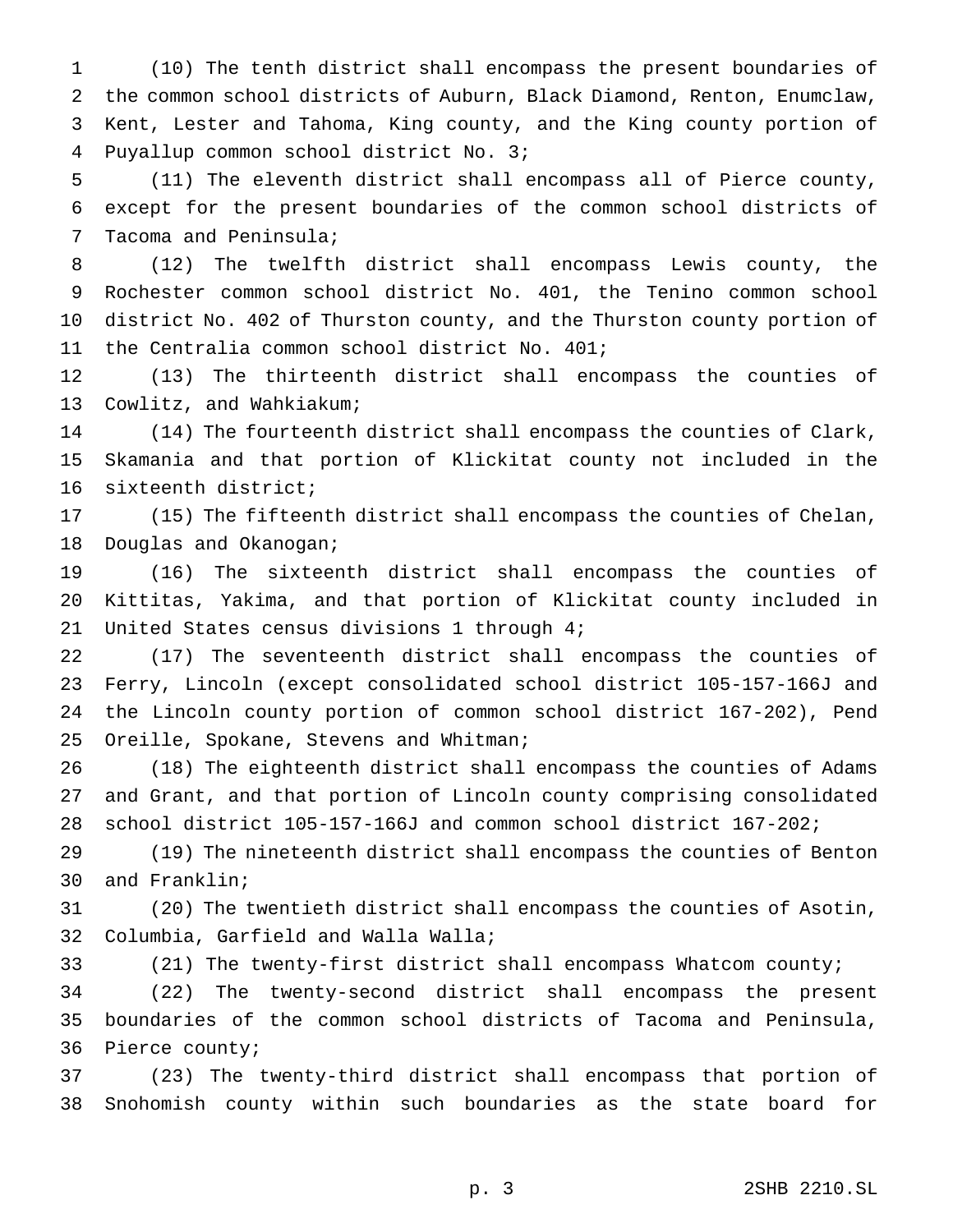(10) The tenth district shall encompass the present boundaries of the common school districts of Auburn, Black Diamond, Renton, Enumclaw, Kent, Lester and Tahoma, King county, and the King county portion of Puyallup common school district No. 3;

(11) The eleventh district shall encompass all of Pierce county, except for the present boundaries of the common school districts of Tacoma and Peninsula;

(12) The twelfth district shall encompass Lewis county, the Rochester common school district No. 401, the Tenino common school district No. 402 of Thurston county, and the Thurston county portion of the Centralia common school district No. 401;

(13) The thirteenth district shall encompass the counties of Cowlitz, and Wahkiakum;

(14) The fourteenth district shall encompass the counties of Clark, Skamania and that portion of Klickitat county not included in the sixteenth district;

(15) The fifteenth district shall encompass the counties of Chelan, Douglas and Okanogan;

(16) The sixteenth district shall encompass the counties of Kittitas, Yakima, and that portion of Klickitat county included in United States census divisions 1 through 4;

(17) The seventeenth district shall encompass the counties of Ferry, Lincoln (except consolidated school district 105-157-166J and the Lincoln county portion of common school district 167-202), Pend Oreille, Spokane, Stevens and Whitman;

(18) The eighteenth district shall encompass the counties of Adams and Grant, and that portion of Lincoln county comprising consolidated school district 105-157-166J and common school district 167-202;

(19) The nineteenth district shall encompass the counties of Benton and Franklin;

(20) The twentieth district shall encompass the counties of Asotin, Columbia, Garfield and Walla Walla;

(21) The twenty-first district shall encompass Whatcom county;

(22) The twenty-second district shall encompass the present boundaries of the common school districts of Tacoma and Peninsula, Pierce county;

(23) The twenty-third district shall encompass that portion of Snohomish county within such boundaries as the state board for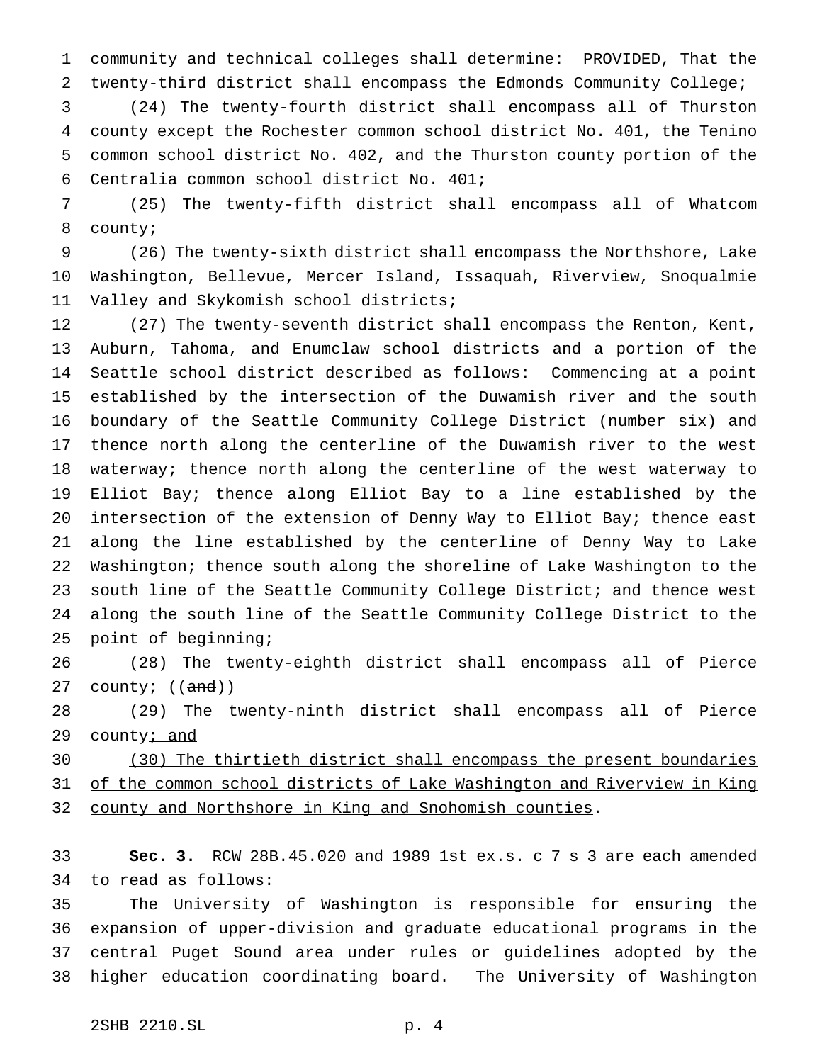community and technical colleges shall determine: PROVIDED, That the twenty-third district shall encompass the Edmonds Community College;

(24) The twenty-fourth district shall encompass all of Thurston county except the Rochester common school district No. 401, the Tenino common school district No. 402, and the Thurston county portion of the Centralia common school district No. 401;

(25) The twenty-fifth district shall encompass all of Whatcom county;

(26) The twenty-sixth district shall encompass the Northshore, Lake Washington, Bellevue, Mercer Island, Issaquah, Riverview, Snoqualmie Valley and Skykomish school districts;

(27) The twenty-seventh district shall encompass the Renton, Kent, Auburn, Tahoma, and Enumclaw school districts and a portion of the Seattle school district described as follows: Commencing at a point established by the intersection of the Duwamish river and the south boundary of the Seattle Community College District (number six) and thence north along the centerline of the Duwamish river to the west waterway; thence north along the centerline of the west waterway to Elliot Bay; thence along Elliot Bay to a line established by the intersection of the extension of Denny Way to Elliot Bay; thence east along the line established by the centerline of Denny Way to Lake Washington; thence south along the shoreline of Lake Washington to the south line of the Seattle Community College District; and thence west along the south line of the Seattle Community College District to the point of beginning;

(28) The twenty-eighth district shall encompass all of Pierce county; ((~~and~~))

(29) The twenty-ninth district shall encompass all of Pierce county<u>; and</u>

<u>(30) The thirtieth district shall encompass the present boundaries of the common school districts of Lake Washington and Riverview in King county and Northshore in King and Snohomish counties</u>.

**Sec. 3.** RCW 28B.45.020 and 1989 1st ex.s. c 7 s 3 are each amended to read as follows:

The University of Washington is responsible for ensuring the expansion of upper-division and graduate educational programs in the central Puget Sound area under rules or guidelines adopted by the higher education coordinating board. The University of Washington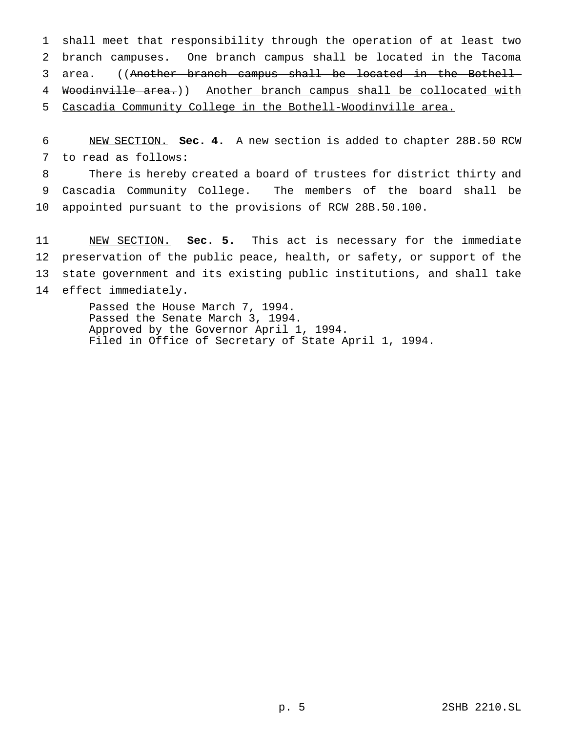shall meet that responsibility through the operation of at least two branch campuses. One branch campus shall be located in the Tacoma area. ((~~Another branch campus shall be located in the Bothell-Woodinville area.~~)) <u>Another branch campus shall be collocated with Cascadia Community College in the Bothell-Woodinville area.</u>

<u>NEW SECTION.</u> **Sec. 4.** A new section is added to chapter 28B.50 RCW to read as follows:

There is hereby created a board of trustees for district thirty and Cascadia Community College. The members of the board shall be appointed pursuant to the provisions of RCW 28B.50.100.

<u>NEW SECTION.</u> **Sec. 5.** This act is necessary for the immediate preservation of the public peace, health, or safety, or support of the state government and its existing public institutions, and shall take effect immediately.

Passed the House March 7, 1994.
Passed the Senate March 3, 1994.
Approved by the Governor April 1, 1994.
Filed in Office of Secretary of State April 1, 1994.